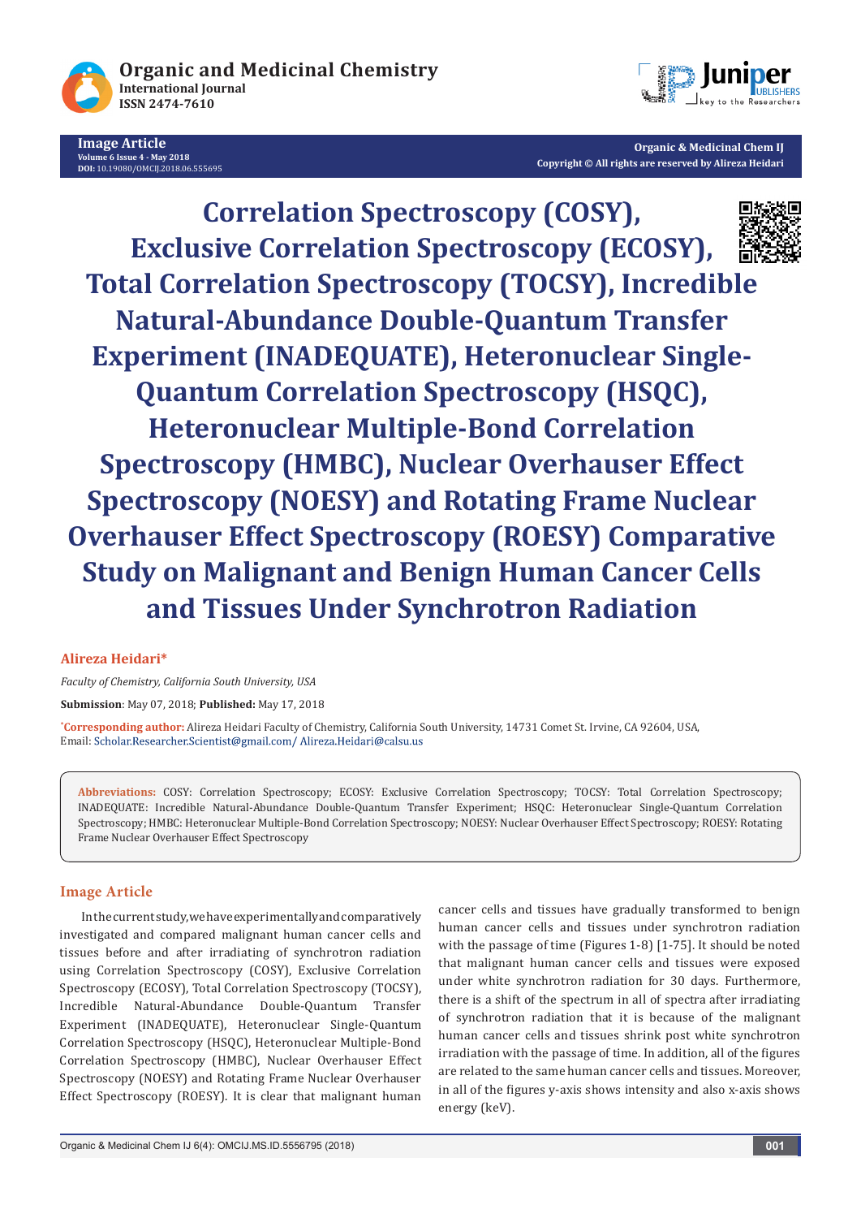Image Article

Volume 6 Issue 4 - May 2018
DOI: 10.19080/OMCIJ.2018.06.555695

Organic & Medicinal Chem IJ
Copyright © All rights are reserved by Alireza Heidari

# Correlation Spectroscopy (COSY), Exclusive Correlation Spectroscopy (ECOSY), Total Correlation Spectroscopy (TOCSY), Incredible Natural-Abundance Double-Quantum Transfer Experiment (INADEQUATE), Heteronuclear Single-Quantum Correlation Spectroscopy (HSQC), Heteronuclear Multiple-Bond Correlation Spectroscopy (HMBC), Nuclear Overhauser Effect Spectroscopy (NOESY) and Rotating Frame Nuclear Overhauser Effect Spectroscopy (ROESY) Comparative Study on Malignant and Benign Human Cancer Cells and Tissues Under Synchrotron Radiation

**Alireza Heidari***

*Faculty of Chemistry, California South University, USA*

**Submission**: May 07, 2018; **Published:** May 17, 2018

***Corresponding author:** Alireza Heidari Faculty of Chemistry, California South University, 14731 Comet St. Irvine, CA 92604, USA, Email: Scholar.Researcher.Scientist@gmail.com/ Alireza.Heidari@calsu.us

**Abbreviations:** COSY: Correlation Spectroscopy; ECOSY: Exclusive Correlation Spectroscopy; TOCSY: Total Correlation Spectroscopy; INADEQUATE: Incredible Natural-Abundance Double-Quantum Transfer Experiment; HSQC: Heteronuclear Single-Quantum Correlation Spectroscopy; HMBC: Heteronuclear Multiple-Bond Correlation Spectroscopy; NOESY: Nuclear Overhauser Effect Spectroscopy; ROESY: Rotating Frame Nuclear Overhauser Effect Spectroscopy

## Image Article

In the current study, we have experimentally and comparatively investigated and compared malignant human cancer cells and tissues before and after irradiating of synchrotron radiation using Correlation Spectroscopy (COSY), Exclusive Correlation Spectroscopy (ECOSY), Total Correlation Spectroscopy (TOCSY), Incredible Natural-Abundance Double-Quantum Transfer Experiment (INADEQUATE), Heteronuclear Single-Quantum Correlation Spectroscopy (HSQC), Heteronuclear Multiple-Bond Correlation Spectroscopy (HMBC), Nuclear Overhauser Effect Spectroscopy (NOESY) and Rotating Frame Nuclear Overhauser Effect Spectroscopy (ROESY). It is clear that malignant human cancer cells and tissues have gradually transformed to benign human cancer cells and tissues under synchrotron radiation with the passage of time (Figures 1-8) [1-75]. It should be noted that malignant human cancer cells and tissues were exposed under white synchrotron radiation for 30 days. Furthermore, there is a shift of the spectrum in all of spectra after irradiating of synchrotron radiation that it is because of the malignant human cancer cells and tissues shrink post white synchrotron irradiation with the passage of time. In addition, all of the figures are related to the same human cancer cells and tissues. Moreover, in all of the figures y-axis shows intensity and also x-axis shows energy (keV).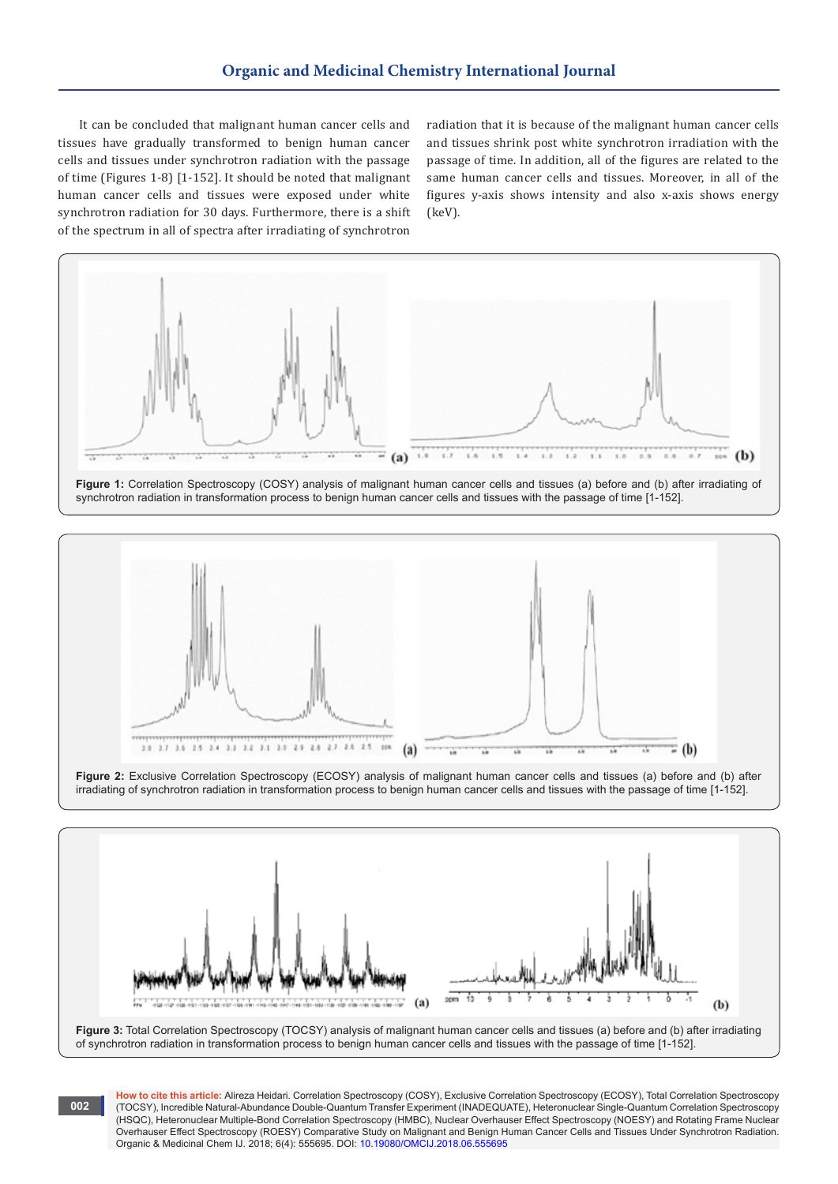It can be concluded that malignant human cancer cells and tissues have gradually transformed to benign human cancer cells and tissues under synchrotron radiation with the passage of time (Figures 1-8) [1-152]. It should be noted that malignant human cancer cells and tissues were exposed under white synchrotron radiation for 30 days. Furthermore, there is a shift of the spectrum in all of spectra after irradiating of synchrotron radiation that it is because of the malignant human cancer cells and tissues shrink post white synchrotron irradiation with the passage of time. In addition, all of the figures are related to the same human cancer cells and tissues. Moreover, in all of the figures y-axis shows intensity and also x-axis shows energy (keV).

**Figure 1:** Correlation Spectroscopy (COSY) analysis of malignant human cancer cells and tissues (a) before and (b) after irradiating of synchrotron radiation in transformation process to benign human cancer cells and tissues with the passage of time [1-152].

**Figure 2:** Exclusive Correlation Spectroscopy (ECOSY) analysis of malignant human cancer cells and tissues (a) before and (b) after irradiating of synchrotron radiation in transformation process to benign human cancer cells and tissues with the passage of time [1-152].

**Figure 3:** Total Correlation Spectroscopy (TOCSY) analysis of malignant human cancer cells and tissues (a) before and (b) after irradiating of synchrotron radiation in transformation process to benign human cancer cells and tissues with the passage of time [1-152].

**How to cite this article:** Alireza Heidari. Correlation Spectroscopy (COSY), Exclusive Correlation Spectroscopy (ECOSY), Total Correlation Spectroscopy (TOCSY), Incredible Natural-Abundance Double-Quantum Transfer Experiment (INADEQUATE), Heteronuclear Single-Quantum Correlation Spectroscopy (HSQC), Heteronuclear Multiple-Bond Correlation Spectroscopy (HMBC), Nuclear Overhauser Effect Spectroscopy (NOESY) and Rotating Frame Nuclear Overhauser Effect Spectroscopy (ROESY) Comparative Study on Malignant and Benign Human Cancer Cells and Tissues Under Synchrotron Radiation. Organic & Medicinal Chem IJ. 2018; 6(4): 555695. DOI: 10.19080/OMCIJ.2018.06.555695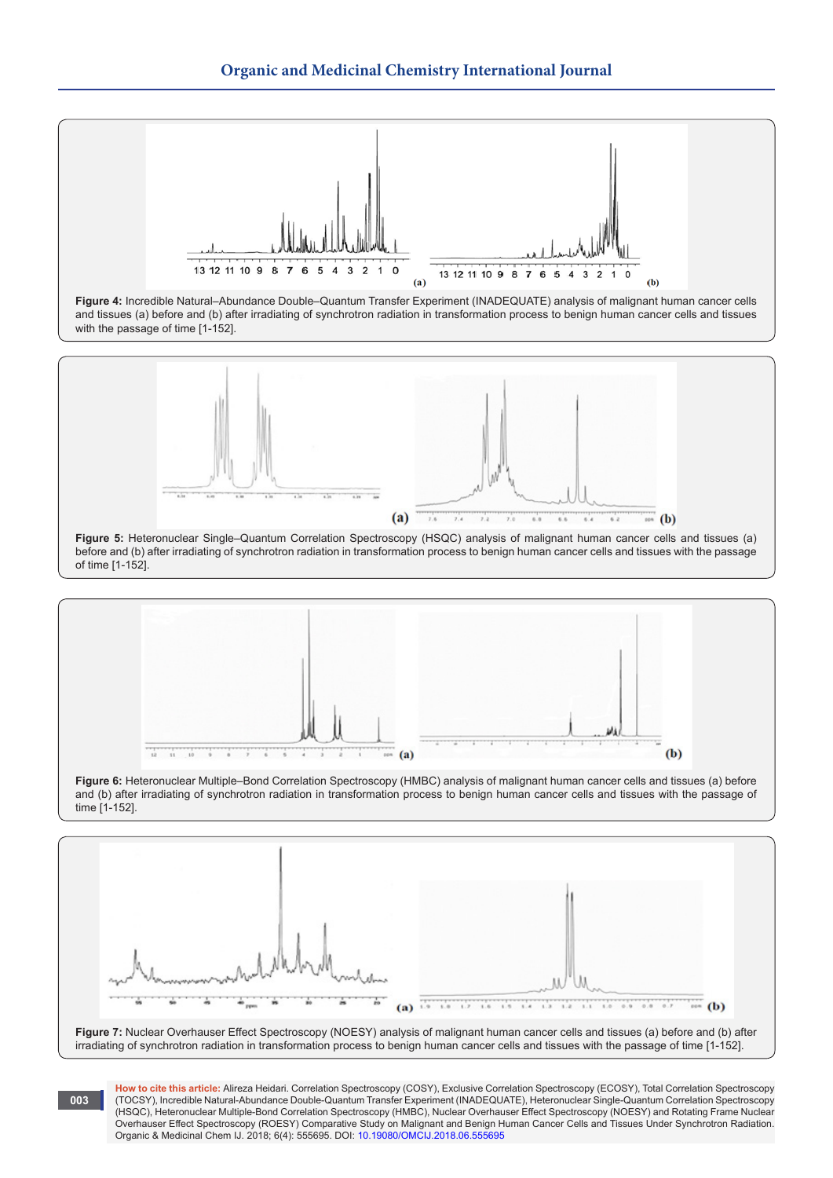**Figure 4:** Incredible Natural–Abundance Double–Quantum Transfer Experiment (INADEQUATE) analysis of malignant human cancer cells and tissues (a) before and (b) after irradiating of synchrotron radiation in transformation process to benign human cancer cells and tissues with the passage of time [1-152].

**Figure 5:** Heteronuclear Single–Quantum Correlation Spectroscopy (HSQC) analysis of malignant human cancer cells and tissues (a) before and (b) after irradiating of synchrotron radiation in transformation process to benign human cancer cells and tissues with the passage of time [1-152].

**Figure 6:** Heteronuclear Multiple–Bond Correlation Spectroscopy (HMBC) analysis of malignant human cancer cells and tissues (a) before and (b) after irradiating of synchrotron radiation in transformation process to benign human cancer cells and tissues with the passage of time [1-152].

**Figure 7:** Nuclear Overhauser Effect Spectroscopy (NOESY) analysis of malignant human cancer cells and tissues (a) before and (b) after irradiating of synchrotron radiation in transformation process to benign human cancer cells and tissues with the passage of time [1-152].

**How to cite this article:** Alireza Heidari. Correlation Spectroscopy (COSY), Exclusive Correlation Spectroscopy (ECOSY), Total Correlation Spectroscopy (TOCSY), Incredible Natural-Abundance Double-Quantum Transfer Experiment (INADEQUATE), Heteronuclear Single-Quantum Correlation Spectroscopy (HSQC), Heteronuclear Multiple-Bond Correlation Spectroscopy (HMBC), Nuclear Overhauser Effect Spectroscopy (NOESY) and Rotating Frame Nuclear Overhauser Effect Spectroscopy (ROESY) Comparative Study on Malignant and Benign Human Cancer Cells and Tissues Under Synchrotron Radiation. Organic & Medicinal Chem IJ. 2018; 6(4): 555695. DOI: 10.19080/OMCIJ.2018.06.555695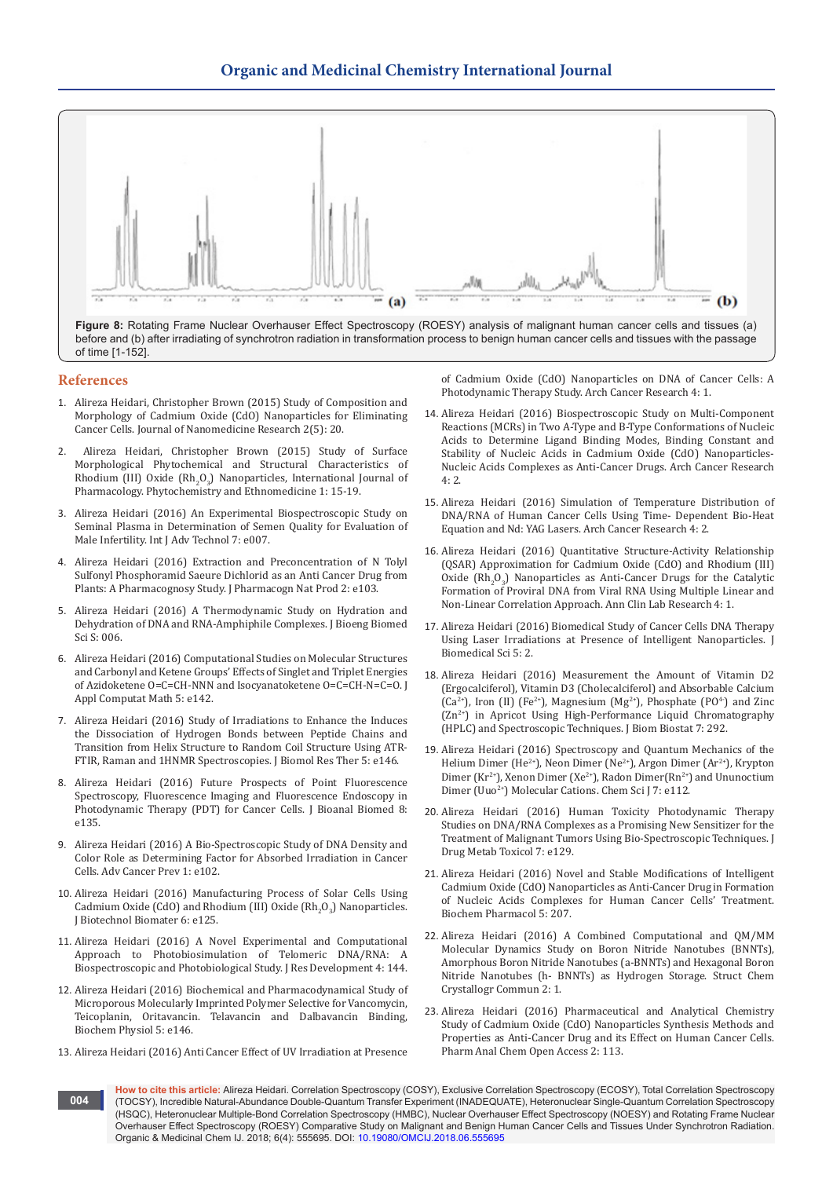**Figure 8:** Rotating Frame Nuclear Overhauser Effect Spectroscopy (ROESY) analysis of malignant human cancer cells and tissues (a) before and (b) after irradiating of synchrotron radiation in transformation process to benign human cancer cells and tissues with the passage of time [1-152].

## References

1. Alireza Heidari, Christopher Brown (2015) Study of Composition and Morphology of Cadmium Oxide (CdO) Nanoparticles for Eliminating Cancer Cells. Journal of Nanomedicine Research 2(5): 20.
2. Alireza Heidari, Christopher Brown (2015) Study of Surface Morphological Phytochemical and Structural Characteristics of Rhodium (III) Oxide ($Rh_2O_3$) Nanoparticles, International Journal of Pharmacology. Phytochemistry and Ethnomedicine 1: 15-19.
3. Alireza Heidari (2016) An Experimental Biospectroscopic Study on Seminal Plasma in Determination of Semen Quality for Evaluation of Male Infertility. Int J Adv Technol 7: e007.
4. Alireza Heidari (2016) Extraction and Preconcentration of N Tolyl Sulfonyl Phosphoramid Saeure Dichlorid as an Anti Cancer Drug from Plants: A Pharmacognosy Study. J Pharmacogn Nat Prod 2: e103.
5. Alireza Heidari (2016) A Thermodynamic Study on Hydration and Dehydration of DNA and RNA-Amphiphile Complexes. J Bioeng Biomed Sci S: 006.
6. Alireza Heidari (2016) Computational Studies on Molecular Structures and Carbonyl and Ketene Groups' Effects of Singlet and Triplet Energies of Azidoketene O=C=CH-NNN and Isocyanatoketene O=C=CH-N=C=O. J Appl Computat Math 5: e142.
7. Alireza Heidari (2016) Study of Irradiations to Enhance the Induces the Dissociation of Hydrogen Bonds between Peptide Chains and Transition from Helix Structure to Random Coil Structure Using ATR-FTIR, Raman and 1HNMR Spectroscopies. J Biomol Res Ther 5: e146.
8. Alireza Heidari (2016) Future Prospects of Point Fluorescence Spectroscopy, Fluorescence Imaging and Fluorescence Endoscopy in Photodynamic Therapy (PDT) for Cancer Cells. J Bioanal Biomed 8: e135.
9. Alireza Heidari (2016) A Bio-Spectroscopic Study of DNA Density and Color Role as Determining Factor for Absorbed Irradiation in Cancer Cells. Adv Cancer Prev 1: e102.
10. Alireza Heidari (2016) Manufacturing Process of Solar Cells Using Cadmium Oxide (CdO) and Rhodium (III) Oxide ($Rh_2O_3$) Nanoparticles. J Biotechnol Biomater 6: e125.
11. Alireza Heidari (2016) A Novel Experimental and Computational Approach to Photobiosimulation of Telomeric DNA/RNA: A Biospectroscopic and Photobiological Study. J Res Development 4: 144.
12. Alireza Heidari (2016) Biochemical and Pharmacodynamical Study of Microporous Molecularly Imprinted Polymer Selective for Vancomycin, Teicoplanin, Oritavancin, Telavancin and Dalbavancin Binding, Biochem Physiol 5: e146.
13. Alireza Heidari (2016) Anti Cancer Effect of UV Irradiation at Presence of Cadmium Oxide (CdO) Nanoparticles on DNA of Cancer Cells: A Photodynamic Therapy Study. Arch Cancer Research 4: 1.
14. Alireza Heidari (2016) Biospectroscopic Study on Multi-Component Reactions (MCRs) in Two A-Type and B-Type Conformations of Nucleic Acids to Determine Ligand Binding Modes, Binding Constant and Stability of Nucleic Acids in Cadmium Oxide (CdO) Nanoparticles-Nucleic Acids Complexes as Anti-Cancer Drugs. Arch Cancer Research 4: 2.
15. Alireza Heidari (2016) Simulation of Temperature Distribution of DNA/RNA of Human Cancer Cells Using Time- Dependent Bio-Heat Equation and Nd: YAG Lasers. Arch Cancer Research 4: 2.
16. Alireza Heidari (2016) Quantitative Structure-Activity Relationship (QSAR) Approximation for Cadmium Oxide (CdO) and Rhodium (III) Oxide ($Rh_2O_3$) Nanoparticles as Anti-Cancer Drugs for the Catalytic Formation of Proviral DNA from Viral RNA Using Multiple Linear and Non-Linear Correlation Approach. Ann Clin Lab Research 4: 1.
17. Alireza Heidari (2016) Biomedical Study of Cancer Cells DNA Therapy Using Laser Irradiations at Presence of Intelligent Nanoparticles. J Biomedical Sci 5: 2.
18. Alireza Heidari (2016) Measurement the Amount of Vitamin D2 (Ergocalciferol), Vitamin D3 (Cholecalciferol) and Absorbable Calcium ($Ca^{2+}$), Iron (II) ($Fe^{2+}$), Magnesium ($Mg^{2+}$), Phosphate ($PO^{4+}$) and Zinc ($Zn^{2+}$) in Apricot Using High-Performance Liquid Chromatography (HPLC) and Spectroscopic Techniques. J Biom Biostat 7: 292.
19. Alireza Heidari (2016) Spectroscopy and Quantum Mechanics of the Helium Dimer ($He^{2+}$), Neon Dimer ($Ne^{2+}$), Argon Dimer ($Ar^{2+}$), Krypton Dimer ($Kr^{2+}$), Xenon Dimer ($Xe^{2+}$), Radon Dimer($Rn^{2+}$) and Ununoctium Dimer ($Uuo^{2+}$) Molecular Cations. Chem Sci J 7: e112.
20. Alireza Heidari (2016) Human Toxicity Photodynamic Therapy Studies on DNA/RNA Complexes as a Promising New Sensitizer for the Treatment of Malignant Tumors Using Bio-Spectroscopic Techniques. J Drug Metab Toxicol 7: e129.
21. Alireza Heidari (2016) Novel and Stable Modifications of Intelligent Cadmium Oxide (CdO) Nanoparticles as Anti-Cancer Drug in Formation of Nucleic Acids Complexes for Human Cancer Cells' Treatment. Biochem Pharmacol 5: 207.
22. Alireza Heidari (2016) A Combined Computational and QM/MM Molecular Dynamics Study on Boron Nitride Nanotubes (BNNTs), Amorphous Boron Nitride Nanotubes (a-BNNTs) and Hexagonal Boron Nitride Nanotubes (h- BNNTs) as Hydrogen Storage. Struct Chem Crystallogr Commun 2: 1.
23. Alireza Heidari (2016) Pharmaceutical and Analytical Chemistry Study of Cadmium Oxide (CdO) Nanoparticles Synthesis Methods and Properties as Anti-Cancer Drug and its Effect on Human Cancer Cells. Pharm Anal Chem Open Access 2: 113.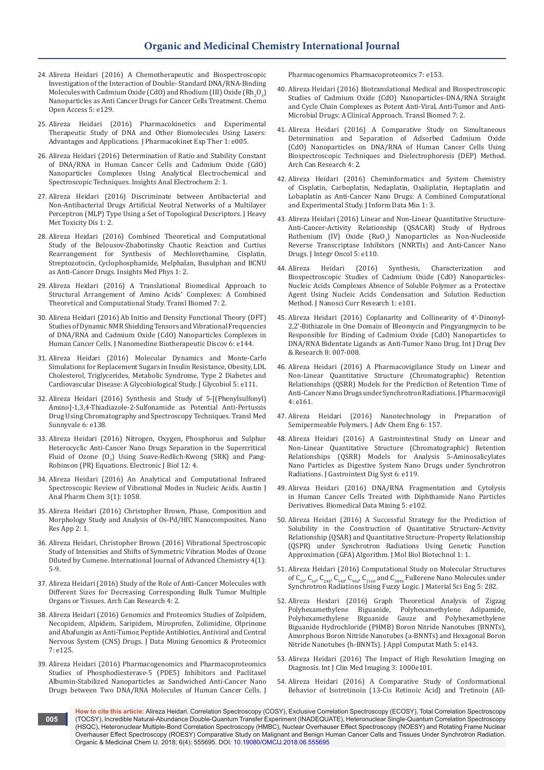24. Alireza Heidari (2016) A Chemotherapeutic and Biospectroscopic Investigation of the Interaction of Double- Standard DNA/RNA-Binding Molecules with Cadmium Oxide (CdO) and Rhodium (III) Oxide ($Rh_2O_3$) Nanoparticles as Anti Cancer Drugs for Cancer Cells Treatment. Chemo Open Access 5: e129.

25. Alireza Heidari (2016) Pharmacokinetics and Experimental Therapeutic Study of DNA and Other Biomolecules Using Lasers: Advantages and Applications. J Pharmacokinet Exp Ther 1: e005.

26. Alireza Heidari (2016) Determination of Ratio and Stability Constant of DNA/RNA in Human Cancer Cells and Cadmium Oxide (CdO) Nanoparticles Complexes Using Analytical Electrochemical and Spectroscopic Techniques. Insights Anal Electrochem 2: 1.

27. Alireza Heidari (2016) Discriminate between Antibacterial and Non-Antibacterial Drugs Artificial Neutral Networks of a Multilayer Perceptron (MLP) Type Using a Set of Topological Descriptors. J Heavy Met Toxicity Dis 1: 2.

28. Alireza Heidari (2016) Combined Theoretical and Computational Study of the Belousov-Zhabotinsky Chaotic Reaction and Curtius Rearrangement for Synthesis of Mechlorethamine, Cisplatin, Streptozotocin, Cyclophosphamide, Melphalan, Busulphan and BCNU as Anti-Cancer Drugs. Insights Med Phys 1: 2.

29. Alireza Heidari (2016) A Translational Biomedical Approach to Structural Arrangement of Amino Acids' Complexes: A Combined Theoretical and Computational Study. Transl Biomed 7: 2.

30. Alireza Heidari (2016) Ab Initio and Density Functional Theory (DFT) Studies of Dynamic NMR Shielding Tensors and Vibrational Frequencies of DNA/RNA and Cadmium Oxide (CdO) Nanoparticles Complexes in Human Cancer Cells. J Nanomedine Biotherapeutic Discov 6: e144.

31. Alireza Heidari (2016) Molecular Dynamics and Monte-Carlo Simulations for Replacement Sugars in Insulin Resistance, Obesity, LDL Cholesterol, Triglycerides, Metabolic Syndrome, Type 2 Diabetes and Cardiovascular Disease: A Glycobiological Study. J Glycobiol 5: e111.

32. Alireza Heidari (2016) Synthesis and Study of 5-[(Phenylsulfonyl) Amino]-1,3,4-Thiadiazole-2-Sulfonamide as Potential Anti-Pertussis Drug Using Chromatography and Spectroscopy Techniques. Transl Med Sunnyvale 6: e138.

33. Alireza Heidari (2016) Nitrogen, Oxygen, Phosphorus and Sulphur Heterocyclic Anti-Cancer Nano Drugs Separation in the Supercritical Fluid of Ozone ($O_3$) Using Soave-Redlich-Kwong (SRK) and Pang-Robinson (PR) Equations. Electronic J Biol 12: 4.

34. Alireza Heidari (2016) An Analytical and Computational Infrared Spectroscopic Review of Vibrational Modes in Nucleic Acids. Austin J Anal Pharm Chem 3(1): 1058.

35. Alireza Heidari (2016) Christopher Brown, Phase, Composition and Morphology Study and Analysis of Os-Pd/HfC Nanocomposites. Nano Res App 2: 1.

36. Alireza Heidari, Christopher Brown (2016) Vibrational Spectroscopic Study of Intensities and Shifts of Symmetric Vibration Modes of Ozone Diluted by Cumene. International Journal of Advanced Chemistry 4(1): 5-9.

37. Alireza Heidari (2016) Study of the Role of Anti-Cancer Molecules with Different Sizes for Decreasing Corresponding Bulk Tumor Multiple Organs or Tissues. Arch Can Research 4: 2.

38. Alireza Heidari (2016) Genomics and Proteomics Studies of Zolpidem, Necopidem, Alpidem, Saripidem, Miroprofen, Zolimidine, Olprinone and Abafungin as Anti-Tumor, Peptide Antibiotics, Antiviral and Central Nervous System (CNS) Drugs. J Data Mining Genomics & Proteomics 7: e125.

39. Alireza Heidari (2016) Pharmacogenomics and Pharmacoproteomics Studies of Phosphodiesterase-5 (PDE5) Inhibitors and Paclitaxel Albumin-Stabilized Nanoparticles as Sandwiched Anti-Cancer Nano Drugs between Two DNA/RNA Molecules of Human Cancer Cells. J Pharmacogenomics Pharmacoproteomics 7: e153.

40. Alireza Heidari (2016) Biotranslational Medical and Biospectroscopic Studies of Cadmium Oxide (CdO) Nanoparticles-DNA/RNA Straight and Cycle Chain Complexes as Potent Anti-Viral, Anti-Tumor and Anti-Microbial Drugs: A Clinical Approach. Transl Biomed 7: 2.

41. Alireza Heidari (2016) A Comparative Study on Simultaneous Determination and Separation of Adsorbed Cadmium Oxide (CdO) Nanoparticles on DNA/RNA of Human Cancer Cells Using Biospectroscopic Techniques and Dielectrophoresis (DEP) Method. Arch Can Research 4: 2.

42. Alireza Heidari (2016) Cheminformatics and System Chemistry of Cisplatin, Carboplatin, Nedaplatin, Oxaliplatin, Heptaplatin and Lobaplatin as Anti-Cancer Nano Drugs: A Combined Computational and Experimental Study. J Inform Data Min 1: 3.

43. Alireza Heidari (2016) Linear and Non-Linear Quantitative Structure-Anti-Cancer-Activity Relationship (QSACAR) Study of Hydrous Ruthenium (IV) Oxide ($RuO_2$) Nanoparticles as Non-Nucleoside Reverse Transcriptase Inhibitors (NNRTIs) and Anti-Cancer Nano Drugs. J Integr Oncol 5: e110.

44. Alireza Heidari (2016) Synthesis, Characterization and Biospectroscopic Studies of Cadmium Oxide (CdO) Nanoparticles-Nucleic Acids Complexes Absence of Soluble Polymer as a Protective Agent Using Nucleic Acids Condensation and Solution Reduction Method. J Nanosci Curr Research 1: e101.

45. Alireza Heidari (2016) Coplanarity and Collinearity of 4'-Dinonyl-2,2'-Bithiazole in One Domain of Bleomycin and Pingyangmycin to be Responsible for Binding of Cadmium Oxide (CdO) Nanoparticles to DNA/RNA Bidentate Ligands as Anti-Tumor Nano Drug. Int J Drug Dev & Research 8: 007-008.

46. Alireza Heidari (2016) A Pharmacovigilance Study on Linear and Non-Linear Quantitative Structure (Chromatographic) Retention Relationships (QSRR) Models for the Prediction of Retention Time of Anti-Cancer Nano Drugs under Synchrotron Radiations. J Pharmacovigil 4: e161.

47. Alireza Heidari (2016) Nanotechnology in Preparation of Semipermeable Polymers. J Adv Chem Eng 6: 157.

48. Alireza Heidari (2016) A Gastrointestinal Study on Linear and Non-Linear Quantitative Structure (Chromatographic) Retention Relationships (QSRR) Models for Analysis 5-Aminosalicylates Nano Particles as Digestive System Nano Drugs under Synchrotron Radiations. J Gastrointest Dig Syst 6: e119.

49. Alireza Heidari (2016) DNA/RNA Fragmentation and Cytolysis in Human Cancer Cells Treated with Diphthamide Nano Particles Derivatives. Biomedical Data Mining 5: e102.

50. Alireza Heidari (2016) A Successful Strategy for the Prediction of Solubility in the Construction of Quantitative Structure-Activity Relationship (QSAR) and Quantitative Structure-Property Relationship (QSPR) under Synchrotron Radiations Using Genetic Function Approximation (GFA) Algorithm. J Mol Biol Biotechnol 1: 1.

51. Alireza Heidari (2016) Computational Study on Molecular Structures of $C_{20}$, $C_{60}$, $C_{240}$, $C_{540}$, $C_{960}$, $C_{2160}$ and $C_{3840}$ Fullerene Nano Molecules under Synchrotron Radiations Using Fuzzy Logic. J Material Sci Eng 5: 282.

52. Alireza Heidari (2016) Graph Theoretical Analysis of Zigzag Polyhexamethylene Biguanide, Polyhexamethylene Adipamide, Polyhexamethylene Biguanide Gauze and Polyhexamethylene Biguanide Hydrochloride (PHMB) Boron Nitride Nanotubes (BNNTs), Amorphous Boron Nitride Nanotubes (a-BNNTs) and Hexagonal Boron Nitride Nanotubes (h-BNNTs). J Appl Computat Math 5: e143.

53. Alireza Heidari (2016) The Impact of High Resolution Imaging on Diagnosis. Int J Clin Med Imaging 3: 1000e101.

54. Alireza Heidari (2016) A Comparative Study of Conformational Behavior of Isotretinoin (13-Cis Retinoic Acid) and Tretinoin (All-

**How to cite this article:** Alireza Heidari. Correlation Spectroscopy (COSY), Exclusive Correlation Spectroscopy (ECOSY), Total Correlation Spectroscopy (TOCSY), Incredible Natural-Abundance Double-Quantum Transfer Experiment (INADEQUATE), Heteronuclear Single-Quantum Correlation Spectroscopy (HSQC), Heteronuclear Multiple-Bond Correlation Spectroscopy (HMBC), Nuclear Overhauser Effect Spectroscopy (NOESY) and Rotating Frame Nuclear Overhauser Effect Spectroscopy (ROESY) Comparative Study on Malignant and Benign Human Cancer Cells and Tissues Under Synchrotron Radiation. Organic & Medicinal Chem IJ. 2018; 6(4): 555695. DOI: 10.19080/OMCIJ.2018.06.555695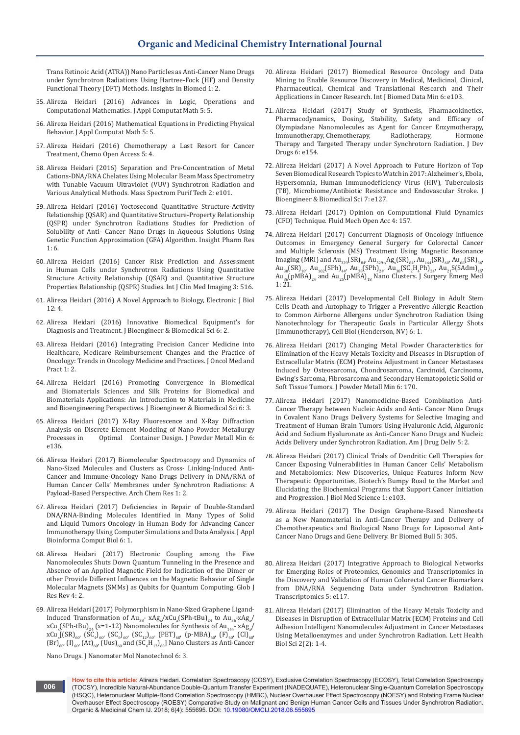Trans Retinoic Acid (ATRA)) Nano Particles as Anti-Cancer Nano Drugs under Synchrotron Radiations Using Hartree-Fock (HF) and Density Functional Theory (DFT) Methods. Insights in Biomed 1: 2.

55. Alireza Heidari (2016) Advances in Logic, Operations and Computational Mathematics. J Appl Computat Math 5: 5.

56. Alireza Heidari (2016) Mathematical Equations in Predicting Physical Behavior. J Appl Computat Math 5: 5.

57. Alireza Heidari (2016) Chemotherapy a Last Resort for Cancer Treatment, Chemo Open Access 5: 4.

58. Alireza Heidari (2016) Separation and Pre-Concentration of Metal Cations-DNA/RNA Chelates Using Molecular Beam Mass Spectrometry with Tunable Vacuum Ultraviolet (VUV) Synchrotron Radiation and Various Analytical Methods. Mass Spectrom Purif Tech 2: e101.

59. Alireza Heidari (2016) Yoctosecond Quantitative Structure-Activity Relationship (QSAR) and Quantitative Structure-Property Relationship (QSPR) under Synchrotron Radiations Studies for Prediction of Solubility of Anti- Cancer Nano Drugs in Aqueous Solutions Using Genetic Function Approximation (GFA) Algorithm. Insight Pharm Res 1: 6.

60. Alireza Heidari (2016) Cancer Risk Prediction and Assessment in Human Cells under Synchrotron Radiations Using Quantitative Structure Activity Relationship (QSAR) and Quantitative Structure Properties Relationship (QSPR) Studies. Int J Clin Med Imaging 3: 516.

61. Alireza Heidari (2016) A Novel Approach to Biology, Electronic J Biol 12: 4.

62. Alireza Heidari (2016) Innovative Biomedical Equipment's for Diagnosis and Treatment. J Bioengineer & Biomedical Sci 6: 2.

63. Alireza Heidari (2016) Integrating Precision Cancer Medicine into Healthcare, Medicare Reimbursement Changes and the Practice of Oncology: Trends in Oncology Medicine and Practices. J Oncol Med and Pract 1: 2.

64. Alireza Heidari (2016) Promoting Convergence in Biomedical and Biomaterials Sciences and Silk Proteins for Biomedical and Biomaterials Applications: An Introduction to Materials in Medicine and Bioengineering Perspectives. J Bioengineer & Biomedical Sci 6: 3.

65. Alireza Heidari (2017) X-Ray Fluorescence and X-Ray Diffraction Analysis on Discrete Element Modeling of Nano Powder Metallurgy Processes in Optimal Container Design. J Powder Metall Min 6: e136.

66. Alireza Heidari (2017) Biomolecular Spectroscopy and Dynamics of Nano-Sized Molecules and Clusters as Cross- Linking-Induced Anti-Cancer and Immune-Oncology Nano Drugs Delivery in DNA/RNA of Human Cancer Cells' Membranes under Synchrotron Radiations: A Payload-Based Perspective. Arch Chem Res 1: 2.

67. Alireza Heidari (2017) Deficiencies in Repair of Double-Standard DNA/RNA-Binding Molecules Identified in Many Types of Solid and Liquid Tumors Oncology in Human Body for Advancing Cancer Immunotherapy Using Computer Simulations and Data Analysis. J Appl Bioinforma Comput Biol 6: 1.

68. Alireza Heidari (2017) Electronic Coupling among the Five Nanomolecules Shuts Down Quantum Tunneling in the Presence and Absence of an Applied Magnetic Field for Indication of the Dimer or other Provide Different Influences on the Magnetic Behavior of Single Molecular Magnets (SMMs) as Qubits for Quantum Computing. Glob J Res Rev 4: 2.

69. Alireza Heidari (2017) Polymorphism in Nano-Sized Graphene Ligand-Induced Transformation of $Au_{38}$- $xAg_x/xCu_x(SPh\text{-}tBu)_{24}$ to $Au_{36}$-$xAg_x/xCu_x(SPh\text{-}tBu)_{24}$ (x=1-12) Nanomolecules for Synthesis of $Au_{144}$- $xAg_x/xCu_x$[$(SR)_{60}$, $(SC_4)_{60}$, $(SC_6)_{60}$, $(SC_{12})_{60}$, $(PET)_{60}$, $(p\text{-MBA})_{60}$, $(F)_{60}$, $(Cl)_{60}$, $(Br)_{60}$, $(I)_{60}$, $(At)_{60}$, $(Uus)_{60}$ and $(SC_6H_{13})_{60}$] Nano Clusters as Anti-Cancer Nano Drugs. J Nanomater Mol Nanotechnol 6: 3.

70. Alireza Heidari (2017) Biomedical Resource Oncology and Data Mining to Enable Resource Discovery in Medical, Medicinal, Clinical, Pharmaceutical, Chemical and Translational Research and Their Applications in Cancer Research. Int J Biomed Data Min 6: e103.

71. Alireza Heidari (2017) Study of Synthesis, Pharmacokinetics, Pharmacodynamics, Dosing, Stability, Safety and Efficacy of Olympiadane Nanomolecules as Agent for Cancer Enzymotherapy, Immunotherapy, Chemotherapy, Radiotherapy, Hormone Therapy and Targeted Therapy under Synchrotorn Radiation. J Dev Drugs 6: e154.

72. Alireza Heidari (2017) A Novel Approach to Future Horizon of Top Seven Biomedical Research Topics to Watch in 2017: Alzheimer's, Ebola, Hypersomnia, Human Immunodeficiency Virus (HIV), Tuberculosis (TB), Microbiome/Antibiotic Resistance and Endovascular Stroke. J Bioengineer & Biomedical Sci 7: e127.

73. Alireza Heidari (2017) Opinion on Computational Fluid Dynamics (CFD) Technique. Fluid Mech Open Acc 4: 157.

74. Alireza Heidari (2017) Concurrent Diagnosis of Oncology Influence Outcomes in Emergency General Surgery for Colorectal Cancer and Multiple Sclerosis (MS) Treatment Using Magnetic Resonance Imaging (MRI) and $Au_{329}(SR)_{84}$, $Au_{329\text{-}x}Ag_x(SR)_{84}$, $Au_{144}(SR)_{60}$, $Au_{68}(SR)_{36}$, $Au_{30}(SR)_{18}$, $Au_{102}(SPh)_{44}$, $Au_{38}(SPh)_{24}$, $Au_{38}(SC_2H_4Ph)_{24}$, $Au_{21}S(SAdm)_{15}$, $Au_{36}(pMBA)_{24}$ and $Au_{25}(pMBA)_{18}$ Nano Clusters. J Surgery Emerg Med 1: 21.

75. Alireza Heidari (2017) Developmental Cell Biology in Adult Stem Cells Death and Autophagy to Trigger a Preventive Allergic Reaction to Common Airborne Allergens under Synchrotron Radiation Using Nanotechnology for Therapeutic Goals in Particular Allergy Shots (Immunotherapy), Cell Biol (Henderson, NV) 6: 1.

76. Alireza Heidari (2017) Changing Metal Powder Characteristics for Elimination of the Heavy Metals Toxicity and Diseases in Disruption of Extracellular Matrix (ECM) Proteins Adjustment in Cancer Metastases Induced by Osteosarcoma, Chondrosarcoma, Carcinoid, Carcinoma, Ewing's Sarcoma, Fibrosarcoma and Secondary Hematopoietic Solid or Soft Tissue Tumors. J Powder Metall Min 6: 170.

77. Alireza Heidari (2017) Nanomedicine-Based Combination Anti-Cancer Therapy between Nucleic Acids and Anti- Cancer Nano Drugs in Covalent Nano Drugs Delivery Systems for Selective Imaging and Treatment of Human Brain Tumors Using Hyaluronic Acid, Alguronic Acid and Sodium Hyaluronate as Anti-Cancer Nano Drugs and Nucleic Acids Delivery under Synchrotron Radiation. Am J Drug Deliv 5: 2.

78. Alireza Heidari (2017) Clinical Trials of Dendritic Cell Therapies for Cancer Exposing Vulnerabilities in Human Cancer Cells' Metabolism and Metabolomics: New Discoveries, Unique Features Inform New Therapeutic Opportunities, Biotech's Bumpy Road to the Market and Elucidating the Biochemical Programs that Support Cancer Initiation and Progression. J Biol Med Science 1: e103.

79. Alireza Heidari (2017) The Design Graphene-Based Nanosheets as a New Nanomaterial in Anti-Cancer Therapy and Delivery of Chemotherapeutics and Biological Nano Drugs for Liposomal Anti-Cancer Nano Drugs and Gene Delivery. Br Biomed Bull 5: 305.

80. Alireza Heidari (2017) Integrative Approach to Biological Networks for Emerging Roles of Proteomics, Genomics and Transcriptomics in the Discovery and Validation of Human Colorectal Cancer Biomarkers from DNA/RNA Sequencing Data under Synchrotron Radiation. Transcriptomics 5: e117.

81. Alireza Heidari (2017) Elimination of the Heavy Metals Toxicity and Diseases in Disruption of Extracellular Matrix (ECM) Proteins and Cell Adhesion Intelligent Nanomolecules Adjustment in Cancer Metastases Using Metalloenzymes and under Synchrotron Radiation. Lett Health Biol Sci 2(2): 1-4.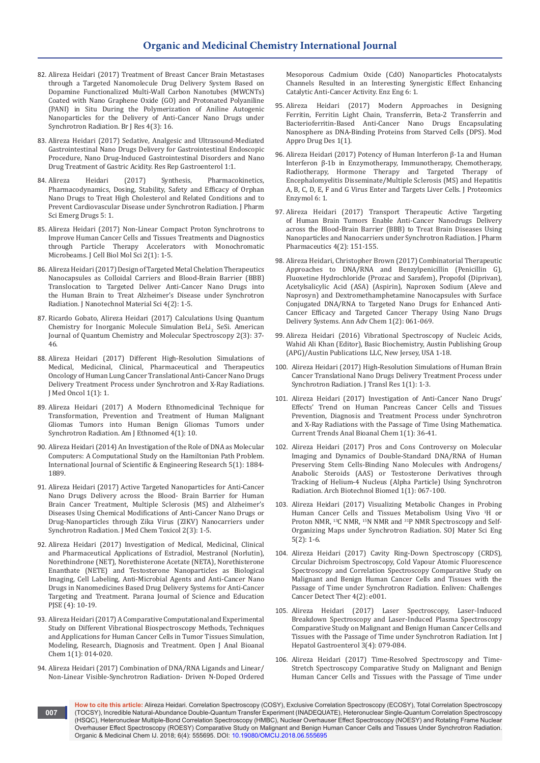82. Alireza Heidari (2017) Treatment of Breast Cancer Brain Metastases through a Targeted Nanomolecule Drug Delivery System Based on Dopamine Functionalized Multi-Wall Carbon Nanotubes (MWCNTs) Coated with Nano Graphene Oxide (GO) and Protonated Polyaniline (PANI) in Situ During the Polymerization of Aniline Autogenic Nanoparticles for the Delivery of Anti-Cancer Nano Drugs under Synchrotron Radiation. Br J Res 4(3): 16.

83. Alireza Heidari (2017) Sedative, Analgesic and Ultrasound-Mediated Gastrointestinal Nano Drugs Delivery for Gastrointestinal Endoscopic Procedure, Nano Drug-Induced Gastrointestinal Disorders and Nano Drug Treatment of Gastric Acidity. Res Rep Gastroenterol 1:1.

84. Alireza Heidari (2017) Synthesis, Pharmacokinetics, Pharmacodynamics, Dosing, Stability, Safety and Efficacy of Orphan Nano Drugs to Treat High Cholesterol and Related Conditions and to Prevent Cardiovascular Disease under Synchrotron Radiation. J Pharm Sci Emerg Drugs 5: 1.

85. Alireza Heidari (2017) Non-Linear Compact Proton Synchrotrons to Improve Human Cancer Cells and Tissues Treatments and Diagnostics through Particle Therapy Accelerators with Monochromatic Microbeams. J Cell Biol Mol Sci 2(1): 1-5.

86. Alireza Heidari (2017) Design of Targeted Metal Chelation Therapeutics Nanocapsules as Colloidal Carriers and Blood-Brain Barrier (BBB) Translocation to Targeted Deliver Anti-Cancer Nano Drugs into the Human Brain to Treat Alzheimer's Disease under Synchrotron Radiation. J Nanotechnol Material Sci 4(2): 1-5.

87. Ricardo Gobato, Alireza Heidari (2017) Calculations Using Quantum Chemistry for Inorganic Molecule Simulation $BeLi_2$ SeSi. American Journal of Quantum Chemistry and Molecular Spectroscopy 2(3): 37-46.

88. Alireza Heidari (2017) Different High-Resolution Simulations of Medical, Medicinal, Clinical, Pharmaceutical and Therapeutics Oncology of Human Lung Cancer Translational Anti-Cancer Nano Drugs Delivery Treatment Process under Synchrotron and X-Ray Radiations. J Med Oncol 1(1): 1.

89. Alireza Heidari (2017) A Modern Ethnomedicinal Technique for Transformation, Prevention and Treatment of Human Malignant Gliomas Tumors into Human Benign Gliomas Tumors under Synchrotron Radiation. Am J Ethnomed 4(1): 10.

90. Alireza Heidari (2014) An Investigation of the Role of DNA as Molecular Computers: A Computational Study on the Hamiltonian Path Problem. International Journal of Scientific & Engineering Research 5(1): 1884-1889.

91. Alireza Heidari (2017) Active Targeted Nanoparticles for Anti-Cancer Nano Drugs Delivery across the Blood- Brain Barrier for Human Brain Cancer Treatment, Multiple Sclerosis (MS) and Alzheimer's Diseases Using Chemical Modifications of Anti-Cancer Nano Drugs or Drug-Nanoparticles through Zika Virus (ZIKV) Nanocarriers under Synchrotron Radiation. J Med Chem Toxicol 2(3): 1-5.

92. Alireza Heidari (2017) Investigation of Medical, Medicinal, Clinical and Pharmaceutical Applications of Estradiol, Mestranol (Norlutin), Norethindrone (NET), Norethisterone Acetate (NETA), Norethisterone Enanthate (NETE) and Testosterone Nanoparticles as Biological Imaging, Cell Labeling, Anti-Microbial Agents and Anti-Cancer Nano Drugs in Nanomedicines Based Drug Delivery Systems for Anti-Cancer Targeting and Treatment. Parana Journal of Science and Education PJSE (4): 10-19.

93. Alireza Heidari (2017) A Comparative Computational and Experimental Study on Different Vibrational Biospectroscopy Methods, Techniques and Applications for Human Cancer Cells in Tumor Tissues Simulation, Modeling, Research, Diagnosis and Treatment. Open J Anal Bioanal Chem 1(1): 014-020.

94. Alireza Heidari (2017) Combination of DNA/RNA Ligands and Linear/ Non-Linear Visible-Synchrotron Radiation- Driven N-Doped Ordered Mesoporous Cadmium Oxide (CdO) Nanoparticles Photocatalysts Channels Resulted in an Interesting Synergistic Effect Enhancing Catalytic Anti-Cancer Activity. Enz Eng 6: 1.

95. Alireza Heidari (2017) Modern Approaches in Designing Ferritin, Ferritin Light Chain, Transferrin, Beta-2 Transferrin and Bacterioferritin-Based Anti-Cancer Nano Drugs Encapsulating Nanosphere as DNA-Binding Proteins from Starved Cells (DPS). Mod Appro Drug Des 1(1).

96. Alireza Heidari (2017) Potency of Human Interferon β-1a and Human Interferon β-1b in Enzymotherapy, Immunotherapy, Chemotherapy, Radiotherapy, Hormone Therapy and Targeted Therapy of Encephalomyelitis Disseminate/Multiple Sclerosis (MS) and Hepatitis A, B, C, D, E, F and G Virus Enter and Targets Liver Cells. J Proteomics Enzymol 6: 1.

97. Alireza Heidari (2017) Transport Therapeutic Active Targeting of Human Brain Tumors Enable Anti-Cancer Nanodrugs Delivery across the Blood-Brain Barrier (BBB) to Treat Brain Diseases Using Nanoparticles and Nanocarriers under Synchrotron Radiation. J Pharm Pharmaceutics 4(2): 151-155.

98. Alireza Heidari, Christopher Brown (2017) Combinatorial Therapeutic Approaches to DNA/RNA and Benzylpenicillin (Penicillin G), Fluoxetine Hydrochloride (Prozac and Sarafem), Propofol (Diprivan), Acetylsalicylic Acid (ASA) (Aspirin), Naproxen Sodium (Aleve and Naprosyn) and Dextromethamphetamine Nanocapsules with Surface Conjugated DNA/RNA to Targeted Nano Drugs for Enhanced Anti-Cancer Efficacy and Targeted Cancer Therapy Using Nano Drugs Delivery Systems. Ann Adv Chem 1(2): 061-069.

99. Alireza Heidari (2016) Vibrational Spectroscopy of Nucleic Acids, Wahid Ali Khan (Editor), Basic Biochemistry, Austin Publishing Group (APG)/Austin Publications LLC, New Jersey, USA 1-18.

100. Alireza Heidari (2017) High-Resolution Simulations of Human Brain Cancer Translational Nano Drugs Delivery Treatment Process under Synchrotron Radiation. J Transl Res 1(1): 1-3.

101. Alireza Heidari (2017) Investigation of Anti-Cancer Nano Drugs' Effects' Trend on Human Pancreas Cancer Cells and Tissues Prevention, Diagnosis and Treatment Process under Synchrotron and X-Ray Radiations with the Passage of Time Using Mathematica. Current Trends Anal Bioanal Chem 1(1): 36-41.

102. Alireza Heidari (2017) Pros and Cons Controversy on Molecular Imaging and Dynamics of Double-Standard DNA/RNA of Human Preserving Stem Cells-Binding Nano Molecules with Androgens/ Anabolic Steroids (AAS) or Testosterone Derivatives through Tracking of Helium-4 Nucleus (Alpha Particle) Using Synchrotron Radiation. Arch Biotechnol Biomed 1(1): 067-100.

103. Alireza Heidari (2017) Visualizing Metabolic Changes in Probing Human Cancer Cells and Tissues Metabolism Using Vivo $^1H$ or Proton NMR, $^{13}C$ NMR, $^{15}N$ NMR and $^{31}P$ NMR Spectroscopy and Self-Organizing Maps under Synchrotron Radiation. SOJ Mater Sci Eng 5(2): 1-6.

104. Alireza Heidari (2017) Cavity Ring-Down Spectroscopy (CRDS), Circular Dichroism Spectroscopy, Cold Vapour Atomic Fluorescence Spectroscopy and Correlation Spectroscopy Comparative Study on Malignant and Benign Human Cancer Cells and Tissues with the Passage of Time under Synchrotron Radiation. Enliven: Challenges Cancer Detect Ther 4(2): e001.

105. Alireza Heidari (2017) Laser Spectroscopy, Laser-Induced Breakdown Spectroscopy and Laser-Induced Plasma Spectroscopy Comparative Study on Malignant and Benign Human Cancer Cells and Tissues with the Passage of Time under Synchrotron Radiation. Int J Hepatol Gastroenterol 3(4): 079-084.

106. Alireza Heidari (2017) Time-Resolved Spectroscopy and Time-Stretch Spectroscopy Comparative Study on Malignant and Benign Human Cancer Cells and Tissues with the Passage of Time under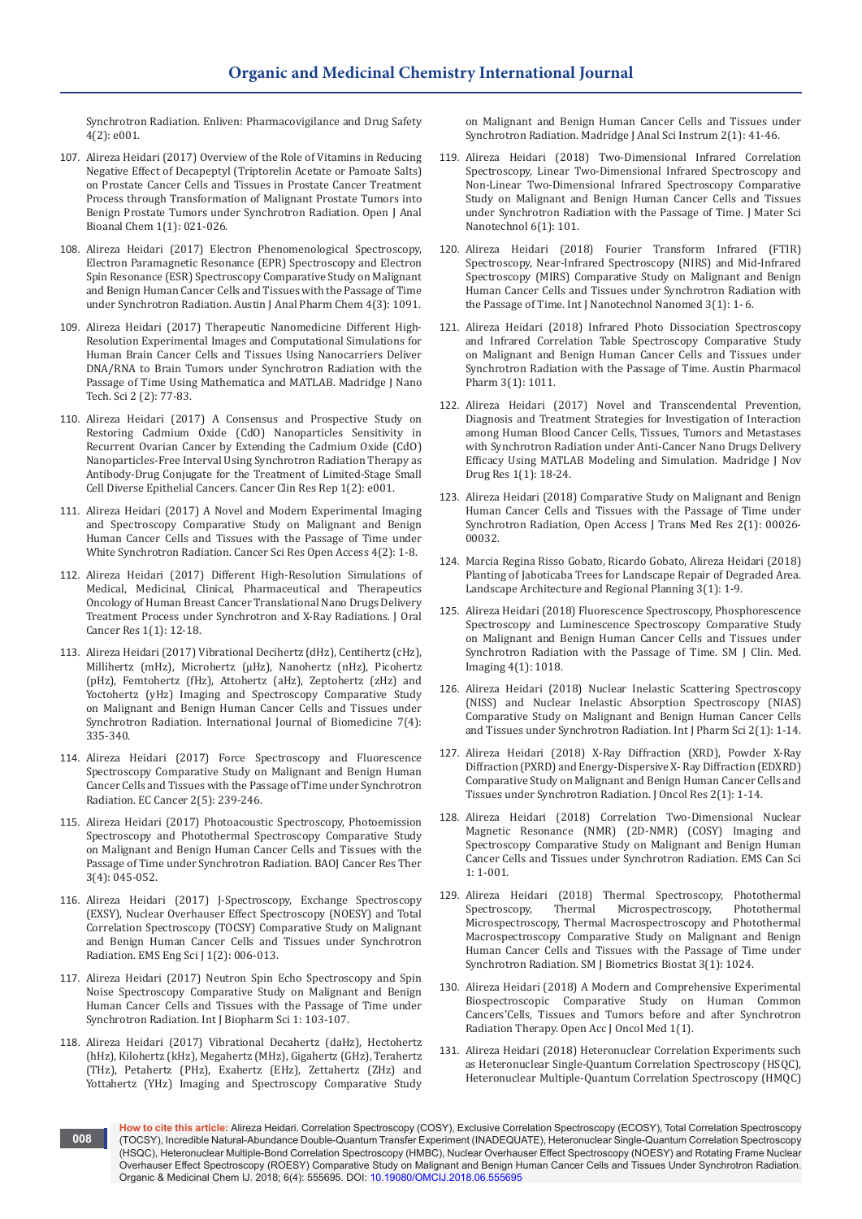Synchrotron Radiation. Enliven: Pharmacovigilance and Drug Safety 4(2): e001.

107. Alireza Heidari (2017) Overview of the Role of Vitamins in Reducing Negative Effect of Decapeptyl (Triptorelin Acetate or Pamoate Salts) on Prostate Cancer Cells and Tissues in Prostate Cancer Treatment Process through Transformation of Malignant Prostate Tumors into Benign Prostate Tumors under Synchrotron Radiation. Open J Anal Bioanal Chem 1(1): 021-026.

108. Alireza Heidari (2017) Electron Phenomenological Spectroscopy, Electron Paramagnetic Resonance (EPR) Spectroscopy and Electron Spin Resonance (ESR) Spectroscopy Comparative Study on Malignant and Benign Human Cancer Cells and Tissues with the Passage of Time under Synchrotron Radiation. Austin J Anal Pharm Chem 4(3): 1091.

109. Alireza Heidari (2017) Therapeutic Nanomedicine Different High-Resolution Experimental Images and Computational Simulations for Human Brain Cancer Cells and Tissues Using Nanocarriers Deliver DNA/RNA to Brain Tumors under Synchrotron Radiation with the Passage of Time Using Mathematica and MATLAB. Madridge J Nano Tech. Sci 2 (2): 77-83.

110. Alireza Heidari (2017) A Consensus and Prospective Study on Restoring Cadmium Oxide (CdO) Nanoparticles Sensitivity in Recurrent Ovarian Cancer by Extending the Cadmium Oxide (CdO) Nanoparticles-Free Interval Using Synchrotron Radiation Therapy as Antibody-Drug Conjugate for the Treatment of Limited-Stage Small Cell Diverse Epithelial Cancers. Cancer Clin Res Rep 1(2): e001.

111. Alireza Heidari (2017) A Novel and Modern Experimental Imaging and Spectroscopy Comparative Study on Malignant and Benign Human Cancer Cells and Tissues with the Passage of Time under White Synchrotron Radiation. Cancer Sci Res Open Access 4(2): 1-8.

112. Alireza Heidari (2017) Different High-Resolution Simulations of Medical, Medicinal, Clinical, Pharmaceutical and Therapeutics Oncology of Human Breast Cancer Translational Nano Drugs Delivery Treatment Process under Synchrotron and X-Ray Radiations. J Oral Cancer Res 1(1): 12-18.

113. Alireza Heidari (2017) Vibrational Decihertz (dHz), Centihertz (cHz), Millihertz (mHz), Microhertz (μHz), Nanohertz (nHz), Picohertz (pHz), Femtohertz (fHz), Attohertz (aHz), Zeptohertz (zHz) and Yoctohertz (yHz) Imaging and Spectroscopy Comparative Study on Malignant and Benign Human Cancer Cells and Tissues under Synchrotron Radiation. International Journal of Biomedicine 7(4): 335-340.

114. Alireza Heidari (2017) Force Spectroscopy and Fluorescence Spectroscopy Comparative Study on Malignant and Benign Human Cancer Cells and Tissues with the Passage of Time under Synchrotron Radiation. EC Cancer 2(5): 239-246.

115. Alireza Heidari (2017) Photoacoustic Spectroscopy, Photoemission Spectroscopy and Photothermal Spectroscopy Comparative Study on Malignant and Benign Human Cancer Cells and Tissues with the Passage of Time under Synchrotron Radiation. BAOJ Cancer Res Ther 3(4): 045-052.

116. Alireza Heidari (2017) J-Spectroscopy, Exchange Spectroscopy (EXSY), Nuclear Overhauser Effect Spectroscopy (NOESY) and Total Correlation Spectroscopy (TOCSY) Comparative Study on Malignant and Benign Human Cancer Cells and Tissues under Synchrotron Radiation. EMS Eng Sci J 1(2): 006-013.

117. Alireza Heidari (2017) Neutron Spin Echo Spectroscopy and Spin Noise Spectroscopy Comparative Study on Malignant and Benign Human Cancer Cells and Tissues with the Passage of Time under Synchrotron Radiation. Int J Biopharm Sci 1: 103-107.

118. Alireza Heidari (2017) Vibrational Decahertz (daHz), Hectohertz (hHz), Kilohertz (kHz), Megahertz (MHz), Gigahertz (GHz), Terahertz (THz), Petahertz (PHz), Exahertz (EHz), Zettahertz (ZHz) and Yottahertz (YHz) Imaging and Spectroscopy Comparative Study on Malignant and Benign Human Cancer Cells and Tissues under Synchrotron Radiation. Madridge J Anal Sci Instrum 2(1): 41-46.

119. Alireza Heidari (2018) Two-Dimensional Infrared Correlation Spectroscopy, Linear Two-Dimensional Infrared Spectroscopy and Non-Linear Two-Dimensional Infrared Spectroscopy Comparative Study on Malignant and Benign Human Cancer Cells and Tissues under Synchrotron Radiation with the Passage of Time. J Mater Sci Nanotechnol 6(1): 101.

120. Alireza Heidari (2018) Fourier Transform Infrared (FTIR) Spectroscopy, Near-Infrared Spectroscopy (NIRS) and Mid-Infrared Spectroscopy (MIRS) Comparative Study on Malignant and Benign Human Cancer Cells and Tissues under Synchrotron Radiation with the Passage of Time. Int J Nanotechnol Nanomed 3(1): 1- 6.

121. Alireza Heidari (2018) Infrared Photo Dissociation Spectroscopy and Infrared Correlation Table Spectroscopy Comparative Study on Malignant and Benign Human Cancer Cells and Tissues under Synchrotron Radiation with the Passage of Time. Austin Pharmacol Pharm 3(1): 1011.

122. Alireza Heidari (2017) Novel and Transcendental Prevention, Diagnosis and Treatment Strategies for Investigation of Interaction among Human Blood Cancer Cells, Tissues, Tumors and Metastases with Synchrotron Radiation under Anti-Cancer Nano Drugs Delivery Efficacy Using MATLAB Modeling and Simulation. Madridge J Nov Drug Res 1(1): 18-24.

123. Alireza Heidari (2018) Comparative Study on Malignant and Benign Human Cancer Cells and Tissues with the Passage of Time under Synchrotron Radiation, Open Access J Trans Med Res 2(1): 00026-00032.

124. Marcia Regina Risso Gobato, Ricardo Gobato, Alireza Heidari (2018) Planting of Jaboticaba Trees for Landscape Repair of Degraded Area. Landscape Architecture and Regional Planning 3(1): 1-9.

125. Alireza Heidari (2018) Fluorescence Spectroscopy, Phosphorescence Spectroscopy and Luminescence Spectroscopy Comparative Study on Malignant and Benign Human Cancer Cells and Tissues under Synchrotron Radiation with the Passage of Time. SM J Clin. Med. Imaging 4(1): 1018.

126. Alireza Heidari (2018) Nuclear Inelastic Scattering Spectroscopy (NISS) and Nuclear Inelastic Absorption Spectroscopy (NIAS) Comparative Study on Malignant and Benign Human Cancer Cells and Tissues under Synchrotron Radiation. Int J Pharm Sci 2(1): 1-14.

127. Alireza Heidari (2018) X-Ray Diffraction (XRD), Powder X-Ray Diffraction (PXRD) and Energy-Dispersive X- Ray Diffraction (EDXRD) Comparative Study on Malignant and Benign Human Cancer Cells and Tissues under Synchrotron Radiation. J Oncol Res 2(1): 1-14.

128. Alireza Heidari (2018) Correlation Two-Dimensional Nuclear Magnetic Resonance (NMR) (2D-NMR) (COSY) Imaging and Spectroscopy Comparative Study on Malignant and Benign Human Cancer Cells and Tissues under Synchrotron Radiation. EMS Can Sci 1: 1-001.

129. Alireza Heidari (2018) Thermal Spectroscopy, Photothermal Spectroscopy, Thermal Microspectroscopy, Photothermal Microspectroscopy, Thermal Macrospectroscopy and Photothermal Macrospectroscopy Comparative Study on Malignant and Benign Human Cancer Cells and Tissues with the Passage of Time under Synchrotron Radiation. SM J Biometrics Biostat 3(1): 1024.

130. Alireza Heidari (2018) A Modern and Comprehensive Experimental Biospectroscopic Comparative Study on Human Common Cancers' Cells, Tissues and Tumors before and after Synchrotron Radiation Therapy. Open Acc J Oncol Med 1(1).

131. Alireza Heidari (2018) Heteronuclear Correlation Experiments such as Heteronuclear Single-Quantum Correlation Spectroscopy (HSQC), Heteronuclear Multiple-Quantum Correlation Spectroscopy (HMQC)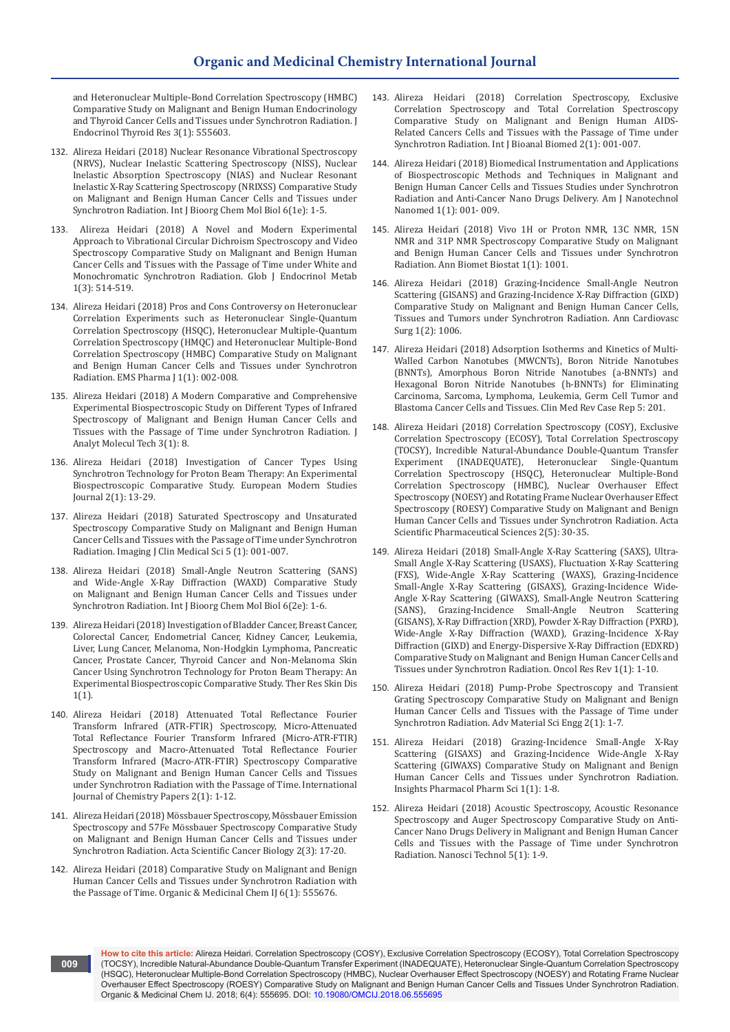and Heteronuclear Multiple-Bond Correlation Spectroscopy (HMBC) Comparative Study on Malignant and Benign Human Endocrinology and Thyroid Cancer Cells and Tissues under Synchrotron Radiation. J Endocrinol Thyroid Res 3(1): 555603.

132. Alireza Heidari (2018) Nuclear Resonance Vibrational Spectroscopy (NRVS), Nuclear Inelastic Scattering Spectroscopy (NISS), Nuclear Inelastic Absorption Spectroscopy (NIAS) and Nuclear Resonant Inelastic X-Ray Scattering Spectroscopy (NRIXSS) Comparative Study on Malignant and Benign Human Cancer Cells and Tissues under Synchrotron Radiation. Int J Bioorg Chem Mol Biol 6(1e): 1-5.

133. Alireza Heidari (2018) A Novel and Modern Experimental Approach to Vibrational Circular Dichroism Spectroscopy and Video Spectroscopy Comparative Study on Malignant and Benign Human Cancer Cells and Tissues with the Passage of Time under White and Monochromatic Synchrotron Radiation. Glob J Endocrinol Metab 1(3): 514-519.

134. Alireza Heidari (2018) Pros and Cons Controversy on Heteronuclear Correlation Experiments such as Heteronuclear Single-Quantum Correlation Spectroscopy (HSQC), Heteronuclear Multiple-Quantum Correlation Spectroscopy (HMQC) and Heteronuclear Multiple-Bond Correlation Spectroscopy (HMBC) Comparative Study on Malignant and Benign Human Cancer Cells and Tissues under Synchrotron Radiation. EMS Pharma J 1(1): 002-008.

135. Alireza Heidari (2018) A Modern Comparative and Comprehensive Experimental Biospectroscopic Study on Different Types of Infrared Spectroscopy of Malignant and Benign Human Cancer Cells and Tissues with the Passage of Time under Synchrotron Radiation. J Analyt Molecul Tech 3(1): 8.

136. Alireza Heidari (2018) Investigation of Cancer Types Using Synchrotron Technology for Proton Beam Therapy: An Experimental Biospectroscopic Comparative Study. European Modern Studies Journal 2(1): 13-29.

137. Alireza Heidari (2018) Saturated Spectroscopy and Unsaturated Spectroscopy Comparative Study on Malignant and Benign Human Cancer Cells and Tissues with the Passage of Time under Synchrotron Radiation. Imaging J Clin Medical Sci 5 (1): 001-007.

138. Alireza Heidari (2018) Small-Angle Neutron Scattering (SANS) and Wide-Angle X-Ray Diffraction (WAXD) Comparative Study on Malignant and Benign Human Cancer Cells and Tissues under Synchrotron Radiation. Int J Bioorg Chem Mol Biol 6(2e): 1-6.

139. Alireza Heidari (2018) Investigation of Bladder Cancer, Breast Cancer, Colorectal Cancer, Endometrial Cancer, Kidney Cancer, Leukemia, Liver, Lung Cancer, Melanoma, Non-Hodgkin Lymphoma, Pancreatic Cancer, Prostate Cancer, Thyroid Cancer and Non-Melanoma Skin Cancer Using Synchrotron Technology for Proton Beam Therapy: An Experimental Biospectroscopic Comparative Study. Ther Res Skin Dis 1(1).

140. Alireza Heidari (2018) Attenuated Total Reflectance Fourier Transform Infrared (ATR-FTIR) Spectroscopy, Micro-Attenuated Total Reflectance Fourier Transform Infrared (Micro-ATR-FTIR) Spectroscopy and Macro-Attenuated Total Reflectance Fourier Transform Infrared (Macro-ATR-FTIR) Spectroscopy Comparative Study on Malignant and Benign Human Cancer Cells and Tissues under Synchrotron Radiation with the Passage of Time. International Journal of Chemistry Papers 2(1): 1-12.

141. Alireza Heidari (2018) Mössbauer Spectroscopy, Mössbauer Emission Spectroscopy and 57Fe Mössbauer Spectroscopy Comparative Study on Malignant and Benign Human Cancer Cells and Tissues under Synchrotron Radiation. Acta Scientific Cancer Biology 2(3): 17-20.

142. Alireza Heidari (2018) Comparative Study on Malignant and Benign Human Cancer Cells and Tissues under Synchrotron Radiation with the Passage of Time. Organic & Medicinal Chem IJ 6(1): 555676.

143. Alireza Heidari (2018) Correlation Spectroscopy, Exclusive Correlation Spectroscopy and Total Correlation Spectroscopy Comparative Study on Malignant and Benign Human AIDS-Related Cancers Cells and Tissues with the Passage of Time under Synchrotron Radiation. Int J Bioanal Biomed 2(1): 001-007.

144. Alireza Heidari (2018) Biomedical Instrumentation and Applications of Biospectroscopic Methods and Techniques in Malignant and Benign Human Cancer Cells and Tissues Studies under Synchrotron Radiation and Anti-Cancer Nano Drugs Delivery. Am J Nanotechnol Nanomed 1(1): 001- 009.

145. Alireza Heidari (2018) Vivo 1H or Proton NMR, 13C NMR, 15N NMR and 31P NMR Spectroscopy Comparative Study on Malignant and Benign Human Cancer Cells and Tissues under Synchrotron Radiation. Ann Biomet Biostat 1(1): 1001.

146. Alireza Heidari (2018) Grazing-Incidence Small-Angle Neutron Scattering (GISANS) and Grazing-Incidence X-Ray Diffraction (GIXD) Comparative Study on Malignant and Benign Human Cancer Cells, Tissues and Tumors under Synchrotron Radiation. Ann Cardiovasc Surg 1(2): 1006.

147. Alireza Heidari (2018) Adsorption Isotherms and Kinetics of Multi-Walled Carbon Nanotubes (MWCNTs), Boron Nitride Nanotubes (BNNTs), Amorphous Boron Nitride Nanotubes (a-BNNTs) and Hexagonal Boron Nitride Nanotubes (h-BNNTs) for Eliminating Carcinoma, Sarcoma, Lymphoma, Leukemia, Germ Cell Tumor and Blastoma Cancer Cells and Tissues. Clin Med Rev Case Rep 5: 201.

148. Alireza Heidari (2018) Correlation Spectroscopy (COSY), Exclusive Correlation Spectroscopy (ECOSY), Total Correlation Spectroscopy (TOCSY), Incredible Natural-Abundance Double-Quantum Transfer Experiment (INADEQUATE), Heteronuclear Single-Quantum Correlation Spectroscopy (HSQC), Heteronuclear Multiple-Bond Correlation Spectroscopy (HMBC), Nuclear Overhauser Effect Spectroscopy (NOESY) and Rotating Frame Nuclear Overhauser Effect Spectroscopy (ROESY) Comparative Study on Malignant and Benign Human Cancer Cells and Tissues under Synchrotron Radiation. Acta Scientific Pharmaceutical Sciences 2(5): 30-35.

149. Alireza Heidari (2018) Small-Angle X-Ray Scattering (SAXS), Ultra-Small Angle X-Ray Scattering (USAXS), Fluctuation X-Ray Scattering (FXS), Wide-Angle X-Ray Scattering (WAXS), Grazing-Incidence Small-Angle X-Ray Scattering (GISAXS), Grazing-Incidence Wide-Angle X-Ray Scattering (GIWAXS), Small-Angle Neutron Scattering (SANS), Grazing-Incidence Small-Angle Neutron Scattering (GISANS), X-Ray Diffraction (XRD), Powder X-Ray Diffraction (PXRD), Wide-Angle X-Ray Diffraction (WAXD), Grazing-Incidence X-Ray Diffraction (GIXD) and Energy-Dispersive X-Ray Diffraction (EDXRD) Comparative Study on Malignant and Benign Human Cancer Cells and Tissues under Synchrotron Radiation. Oncol Res Rev 1(1): 1-10.

150. Alireza Heidari (2018) Pump-Probe Spectroscopy and Transient Grating Spectroscopy Comparative Study on Malignant and Benign Human Cancer Cells and Tissues with the Passage of Time under Synchrotron Radiation. Adv Material Sci Engg 2(1): 1-7.

151. Alireza Heidari (2018) Grazing-Incidence Small-Angle X-Ray Scattering (GISAXS) and Grazing-Incidence Wide-Angle X-Ray Scattering (GIWAXS) Comparative Study on Malignant and Benign Human Cancer Cells and Tissues under Synchrotron Radiation. Insights Pharmacol Pharm Sci 1(1): 1-8.

152. Alireza Heidari (2018) Acoustic Spectroscopy, Acoustic Resonance Spectroscopy and Auger Spectroscopy Comparative Study on Anti-Cancer Nano Drugs Delivery in Malignant and Benign Human Cancer Cells and Tissues with the Passage of Time under Synchrotron Radiation. Nanosci Technol 5(1): 1-9.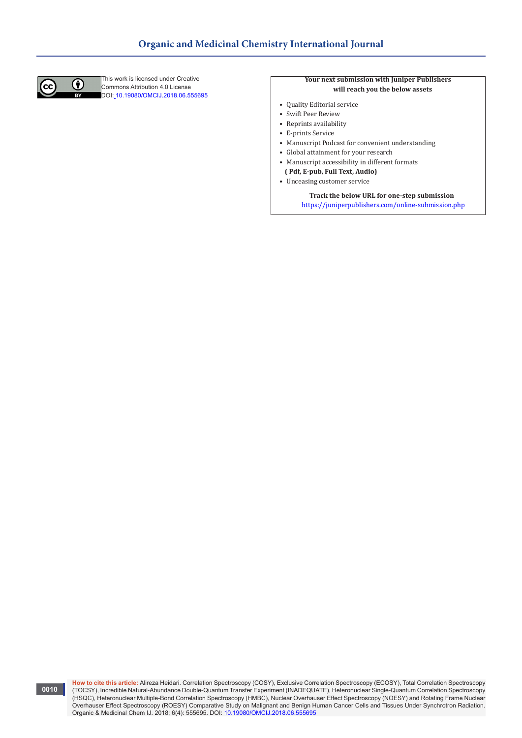This work is licensed under Creative Commons Attribution 4.0 License
DOI: 10.19080/OMCIJ.2018.06.555695

**Your next submission with Juniper Publishers will reach you the below assets**

- Quality Editorial service
- Swift Peer Review
- Reprints availability
- E-prints Service
- Manuscript Podcast for convenient understanding
- Global attainment for your research
- Manuscript accessibility in different formats
  **( Pdf, E-pub, Full Text, Audio)**
- Unceasing customer service

**Track the below URL for one-step submission**
https://juniperpublishers.com/online-submission.php

**How to cite this article:** Alireza Heidari. Correlation Spectroscopy (COSY), Exclusive Correlation Spectroscopy (ECOSY), Total Correlation Spectroscopy (TOCSY), Incredible Natural-Abundance Double-Quantum Transfer Experiment (INADEQUATE), Heteronuclear Single-Quantum Correlation Spectroscopy (HSQC), Heteronuclear Multiple-Bond Correlation Spectroscopy (HMBC), Nuclear Overhauser Effect Spectroscopy (NOESY) and Rotating Frame Nuclear Overhauser Effect Spectroscopy (ROESY) Comparative Study on Malignant and Benign Human Cancer Cells and Tissues Under Synchrotron Radiation. Organic & Medicinal Chem IJ. 2018; 6(4): 555695. DOI: 10.19080/OMCIJ.2018.06.555695